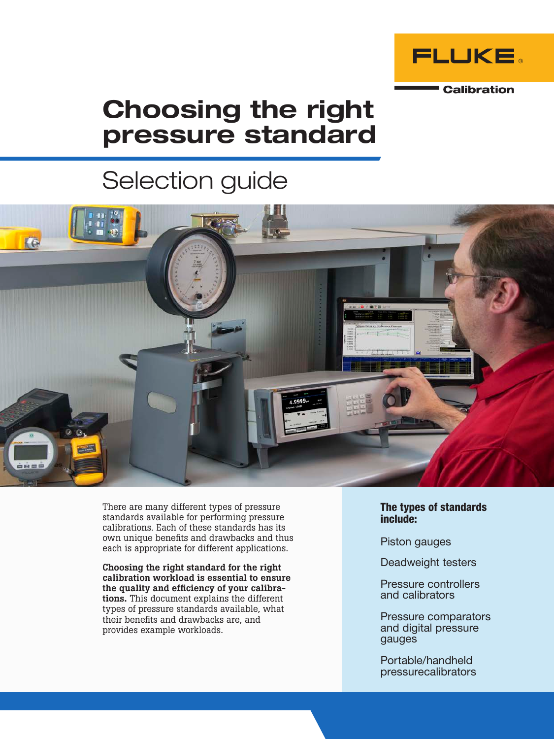FLUKE

Calibration

# Choosing the right pressure standard

## Selection guide

There are many different types of pressure standards available for performing pressure calibrations. Each of these standards has its own unique benefits and drawbacks and thus each is appropriate for different applications.

**Choosing the right standard for the right calibration workload is essential to ensure the quality and efficiency of your calibrations.** This document explains the different types of pressure standards available, what their benefits and drawbacks are, and provides example workloads.

**The types of standards include:**

Piston gauges

Deadweight testers

Pressure controllers and calibrators

Pressure comparators and digital pressure gauges

Portable/handheld pressurecalibrators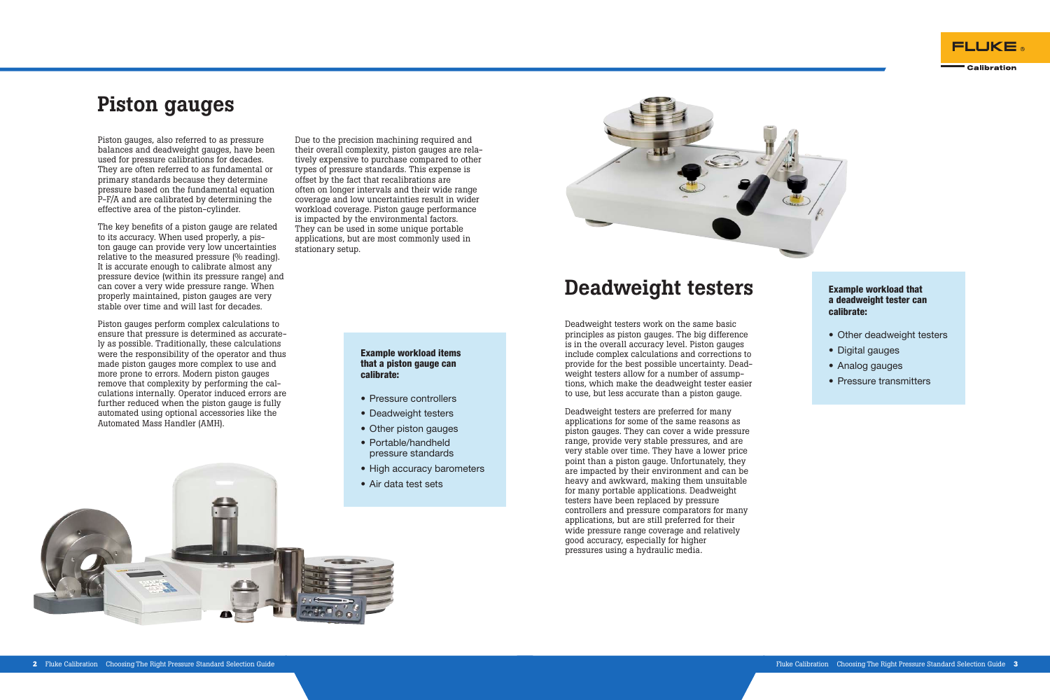# Piston gauges

Piston gauges, also referred to as pressure balances and deadweight gauges, have been used for pressure calibrations for decades. They are often referred to as fundamental or primary standards because they determine pressure based on the fundamental equation P=F/A and are calibrated by determining the effective area of the piston-cylinder.

The key benefits of a piston gauge are related to its accuracy. When used properly, a piston gauge can provide very low uncertainties relative to the measured pressure (% reading). It is accurate enough to calibrate almost any pressure device (within its pressure range) and can cover a very wide pressure range. When properly maintained, piston gauges are very stable over time and will last for decades.

Piston gauges perform complex calculations to ensure that pressure is determined as accurately as possible. Traditionally, these calculations were the responsibility of the operator and thus made piston gauges more complex to use and more prone to errors. Modern piston gauges remove that complexity by performing the calculations internally. Operator induced errors are further reduced when the piston gauge is fully automated using optional accessories like the Automated Mass Handler (AMH).

Due to the precision machining required and their overall complexity, piston gauges are relatively expensive to purchase compared to other types of pressure standards. This expense is offset by the fact that recalibrations are often on longer intervals and their wide range coverage and low uncertainties result in wider workload coverage. Piston gauge performance is impacted by the environmental factors. They can be used in some unique portable applications, but are most commonly used in stationary setup.

**Example workload items that a piston gauge can calibrate:**

- Pressure controllers
- Deadweight testers
- Other piston gauges
- Portable/handheld pressure standards
- High accuracy barometers
- Air data test sets

# Deadweight testers

Deadweight testers work on the same basic principles as piston gauges. The big difference is in the overall accuracy level. Piston gauges include complex calculations and corrections to provide for the best possible uncertainty. Deadweight testers allow for a number of assumptions, which make the deadweight tester easier to use, but less accurate than a piston gauge.

Deadweight testers are preferred for many applications for some of the same reasons as piston gauges. They can cover a wide pressure range, provide very stable pressures, and are very stable over time. They have a lower price point than a piston gauge. Unfortunately, they are impacted by their environment and can be heavy and awkward, making them unsuitable for many portable applications. Deadweight testers have been replaced by pressure controllers and pressure comparators for many applications, but are still preferred for their wide pressure range coverage and relatively good accuracy, especially for higher pressures using a hydraulic media.

**Example workload that a deadweight tester can calibrate:**

- Other deadweight testers
- Digital gauges
- Analog gauges
- Pressure transmitters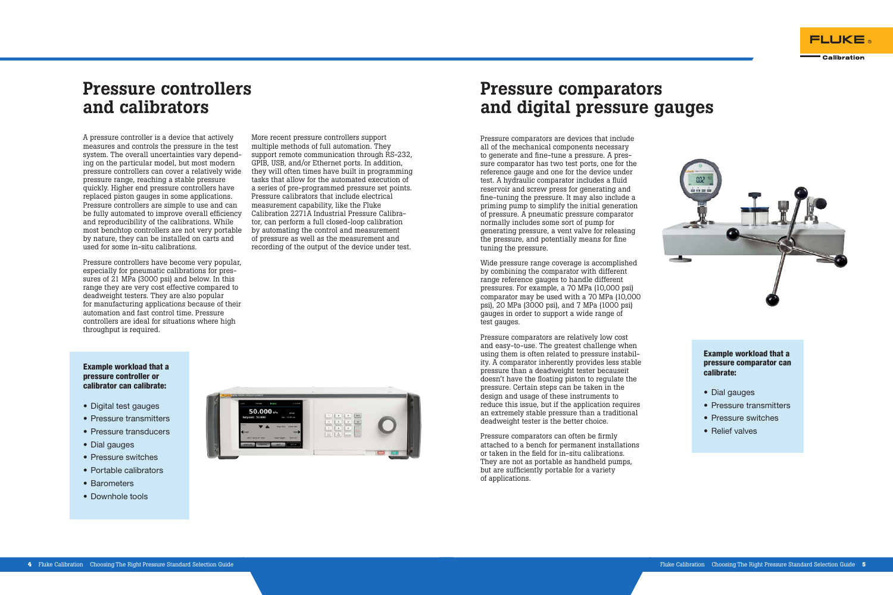# Pressure controllers and calibrators

A pressure controller is a device that actively measures and controls the pressure in the test system. The overall uncertainties vary depending on the particular model, but most modern pressure controllers can cover a relatively wide pressure range, reaching a stable pressure quickly. Higher end pressure controllers have replaced piston gauges in some applications. Pressure controllers are simple to use and can be fully automated to improve overall efficiency and reproducibility of the calibrations. While most benchtop controllers are not very portable by nature, they can be installed on carts and used for some in-situ calibrations.

Pressure controllers have become very popular, especially for pneumatic calibrations for pressures of 21 MPa (3000 psi) and below. In this range they are very cost effective compared to deadweight testers. They are also popular for manufacturing applications because of their automation and fast control time. Pressure controllers are ideal for situations where high throughput is required.

More recent pressure controllers support multiple methods of full automation. They support remote communication through RS-232, GPIB, USB, and/or Ethernet ports. In addition, they will often times have built in programming tasks that allow for the automated execution of a series of pre-programmed pressure set points. Pressure calibrators that include electrical measurement capability, like the Fluke Calibration 2271A Industrial Pressure Calibrator, can perform a full closed-loop calibration by automating the control and measurement of pressure as well as the measurement and recording of the output of the device under test.

**Example workload that a pressure controller or calibrator can calibrate:**

- Digital test gauges
- Pressure transmitters
- Pressure transducers
- Dial gauges
- Pressure switches
- Portable calibrators
- Barometers
- Downhole tools

# Pressure comparators and digital pressure gauges

Pressure comparators are devices that include all of the mechanical components necessary to generate and fine-tune a pressure. A pressure comparator has two test ports, one for the reference gauge and one for the device under test. A hydraulic comparator includes a fluid reservoir and screw press for generating and fine-tuning the pressure. It may also include a priming pump to simplify the initial generation of pressure. A pneumatic pressure comparator normally includes some sort of pump for generating pressure, a vent valve for releasing the pressure, and potentially means for fine tuning the pressure.

Wide pressure range coverage is accomplished by combining the comparator with different range reference gauges to handle different pressures. For example, a 70 MPa (10,000 psi) comparator may be used with a 70 MPa (10,000 psi), 20 MPa (3000 psi), and 7 MPa (1000 psi) gauges in order to support a wide range of test gauges.

Pressure comparators are relatively low cost and easy-to-use. The greatest challenge when using them is often related to pressure instability. A comparator inherently provides less stable pressure than a deadweight tester becauseit doesn't have the floating piston to regulate the pressure. Certain steps can be taken in the design and usage of these instruments to reduce this issue, but if the application requires an extremely stable pressure than a traditional deadweight tester is the better choice.

Pressure comparators can often be firmly attached to a bench for permanent installations or taken in the field for in-situ calibrations. They are not as portable as handheld pumps, but are sufficiently portable for a variety of applications.

**Example workload that a pressure comparator can calibrate:**

- Dial gauges
- Pressure transmitters
- Pressure switches
- Relief valves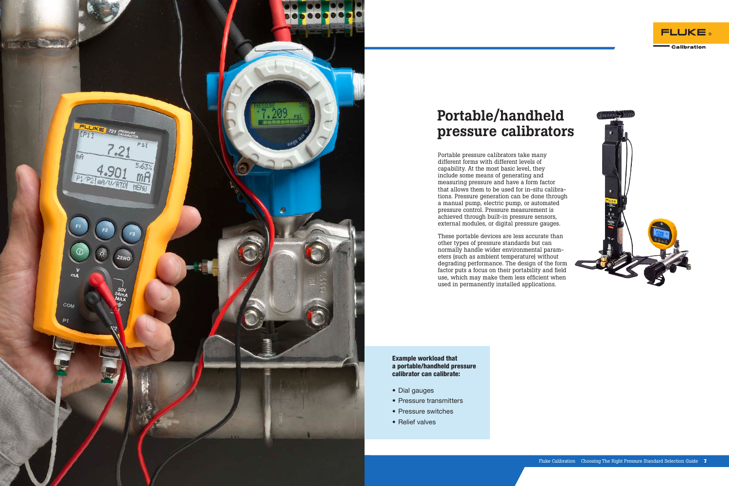# Portable/handheld pressure calibrators

Portable pressure calibrators take many different forms with different levels of capability. At the most basic level, they include some means of generating and measuring pressure and have a form factor that allows them to be used for in-situ calibrations. Pressure generation can be done through a manual pump, electric pump, or automated pressure control. Pressure measurement is achieved through built-in pressure sensors, external modules, or digital pressure gauges.

These portable devices are less accurate than other types of pressure standards but can normally handle wider environmental parameters (such as ambient temperature) without degrading performance. The design of the form factor puts a focus on their portability and field use, which may make them less efficient when used in permanently installed applications.

**Example workload that a portable/handheld pressure calibrator can calibrate:**

- Dial gauges
- Pressure transmitters
- Pressure switches
- Relief valves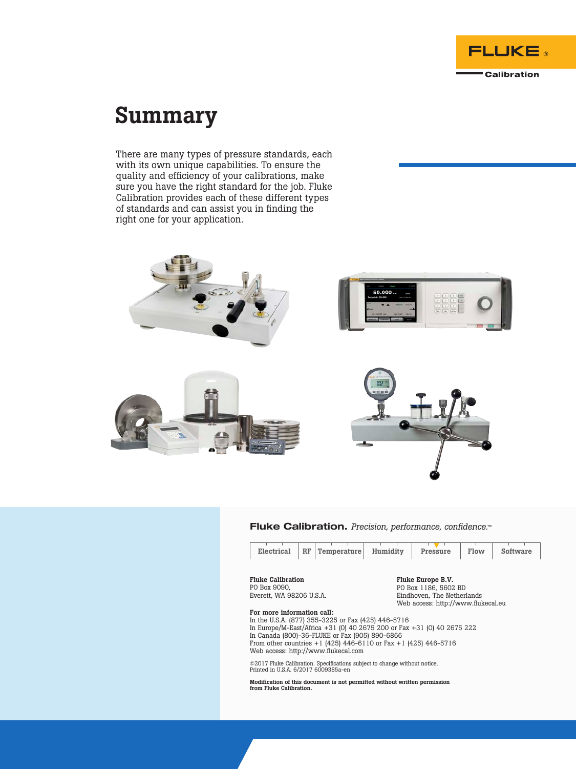# Summary

There are many types of pressure standards, each with its own unique capabilities. To ensure the quality and efficiency of your calibrations, make sure you have the right standard for the job. Fluke Calibration provides each of these different types of standards and can assist you in finding the right one for your application.

**Fluke Calibration.** *Precision, performance, confidence.™*

Electrical | RF | Temperature | Humidity | Pressure | Flow | Software

**Fluke Calibration**
PO Box 9090,
Everett, WA 98206 U.S.A.

**Fluke Europe B.V.**
PO Box 1186, 5602 BD
Eindhoven, The Netherlands
Web access: http://www.flukecal.eu

**For more information call:**
In the U.S.A. (877) 355-3225 or Fax (425) 446-5716
In Europe/M-East/Africa +31 (0) 40 2675 200 or Fax +31 (0) 40 2675 222
In Canada (800)-36-FLUKE or Fax (905) 890-6866
From other countries +1 (425) 446-6110 or Fax +1 (425) 446-5716
Web access: http://www.flukecal.com

©2017 Fluke Calibration. Specifications subject to change without notice.
Printed in U.S.A. 6/2017 6009385a-en

**Modification of this document is not permitted without written permission from Fluke Calibration.**